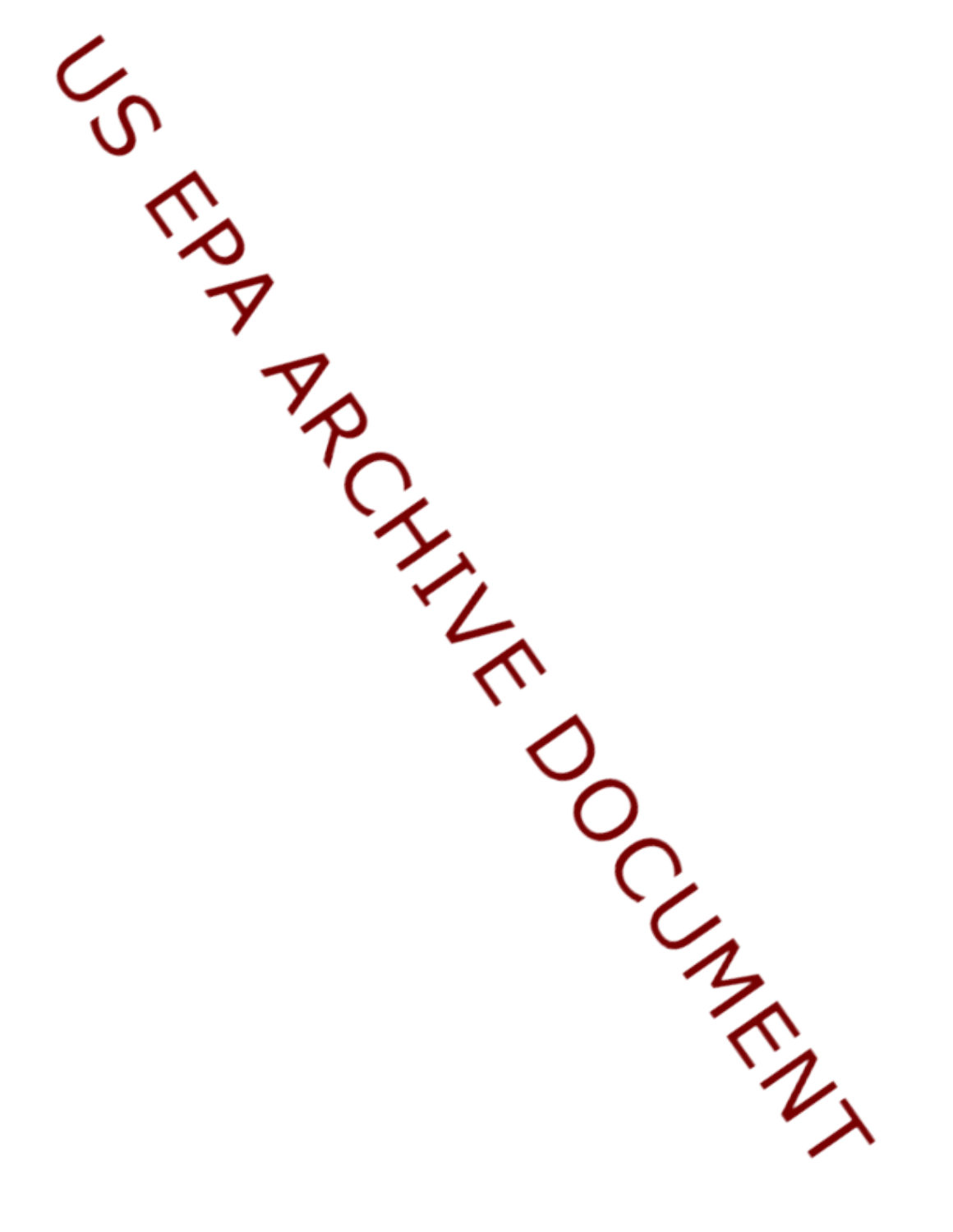US EPA ARCHIVE DOCUMENT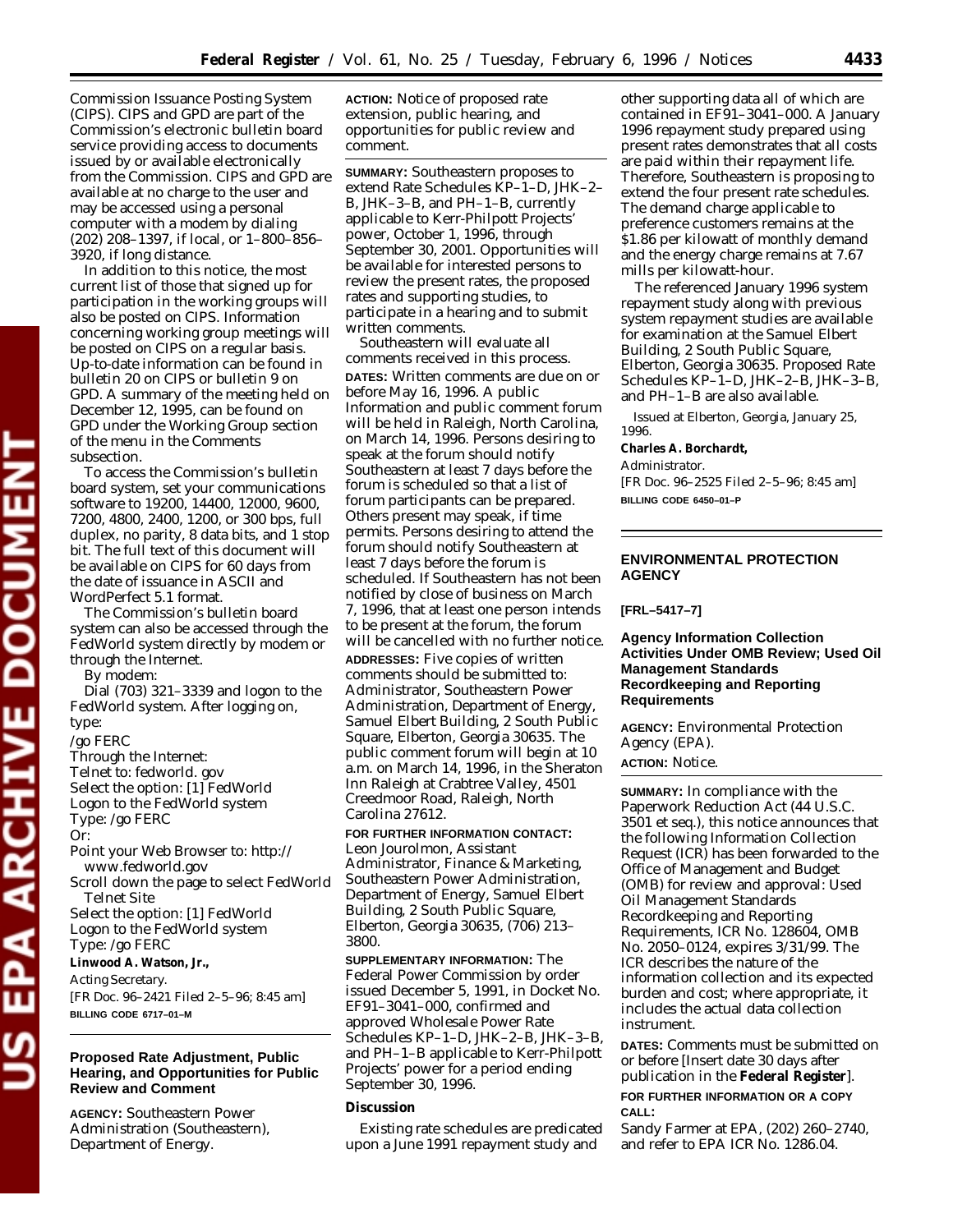Commission Issuance Posting System (CIPS). CIPS and GPD are part of the Commission's electronic bulletin board service providing access to documents issued by or available electronically from the Commission. CIPS and GPD are available at no charge to the user and may be accessed using a personal computer with a modem by dialing (202) 208–1397, if local, or 1–800–856–3920, if long distance.

In addition to this notice, the most current list of those that signed up for participation in the working groups will also be posted on CIPS. Information concerning working group meetings will be posted on CIPS on a regular basis. Up-to-date information can be found in bulletin 20 on CIPS or bulletin 9 on GPD. A summary of the meeting held on December 12, 1995, can be found on GPD under the Working Group section of the menu in the Comments subsection.

To access the Commission's bulletin board system, set your communications software to 19200, 14400, 12000, 9600, 7200, 4800, 2400, 1200, or 300 bps, full duplex, no parity, 8 data bits, and 1 stop bit. The full text of this document will be available on CIPS for 60 days from the date of issuance in ASCII and WordPerfect 5.1 format.

The Commission's bulletin board system can also be accessed through the FedWorld system directly by modem or through the Internet.

By modem:

Dial (703) 321–3339 and logon to the FedWorld system. After logging on, type:

/go FERC

Through the Internet:

Telnet to: fedworld. gov

Select the option: [1] FedWorld

Logon to the FedWorld system

Type: /go FERC

Or:

Point your Web Browser to: http://www.fedworld.gov

Scroll down the page to select FedWorld Telnet Site

Select the option: [1] FedWorld

Logon to the FedWorld system

Type: /go FERC

**Linwood A. Watson, Jr.,**

*Acting Secretary.*

[FR Doc. 96–2421 Filed 2–5–96; 8:45 am]

**BILLING CODE 6717–01–M**

## Proposed Rate Adjustment, Public Hearing, and Opportunities for Public Review and Comment

**AGENCY:** Southeastern Power Administration (Southeastern), Department of Energy.

**ACTION:** Notice of proposed rate extension, public hearing, and opportunities for public review and comment.

**SUMMARY:** Southeastern proposes to extend Rate Schedules KP–1–D, JHK–2–B, JHK–3–B, and PH–1–B, currently applicable to Kerr-Philpott Projects' power, October 1, 1996, through September 30, 2001. Opportunities will be available for interested persons to review the present rates, the proposed rates and supporting studies, to participate in a hearing and to submit written comments.

Southeastern will evaluate all comments received in this process.

**DATES:** Written comments are due on or before May 16, 1996. A public Information and public comment forum will be held in Raleigh, North Carolina, on March 14, 1996. Persons desiring to speak at the forum should notify Southeastern at least 7 days before the forum is scheduled so that a list of forum participants can be prepared. Others present may speak, if time permits. Persons desiring to attend the forum should notify Southeastern at least 7 days before the forum is scheduled. If Southeastern has not been notified by close of business on March 7, 1996, that at least one person intends to be present at the forum, the forum will be cancelled with no further notice.

**ADDRESSES:** Five copies of written comments should be submitted to: Administrator, Southeastern Power Administration, Department of Energy, Samuel Elbert Building, 2 South Public Square, Elberton, Georgia 30635. The public comment forum will begin at 10 a.m. on March 14, 1996, in the Sheraton Inn Raleigh at Crabtree Valley, 4501 Creedmoor Road, Raleigh, North Carolina 27612.

**FOR FURTHER INFORMATION CONTACT:** Leon Jourolmon, Assistant Administrator, Finance & Marketing, Southeastern Power Administration, Department of Energy, Samuel Elbert Building, 2 South Public Square, Elberton, Georgia 30635, (706) 213–3800.

**SUPPLEMENTARY INFORMATION:** The Federal Power Commission by order issued December 5, 1991, in Docket No. EF91–3041–000, confirmed and approved Wholesale Power Rate Schedules KP–1–D, JHK–2–B, JHK–3–B, and PH–1–B applicable to Kerr-Philpott Projects' power for a period ending September 30, 1996.

### Discussion

Existing rate schedules are predicated upon a June 1991 repayment study and other supporting data all of which are contained in EF91–3041–000. A January 1996 repayment study prepared using present rates demonstrates that all costs are paid within their repayment life. Therefore, Southeastern is proposing to extend the four present rate schedules. The demand charge applicable to preference customers remains at the $1.86 per kilowatt of monthly demand and the energy charge remains at 7.67 mills per kilowatt-hour.

The referenced January 1996 system repayment study along with previous system repayment studies are available for examination at the Samuel Elbert Building, 2 South Public Square, Elberton, Georgia 30635. Proposed Rate Schedules KP–1–D, JHK–2–B, JHK–3–B, and PH–1–B are also available.

Issued at Elberton, Georgia, January 25, 1996.

**Charles A. Borchardt,**

*Administrator.*

[FR Doc. 96–2525 Filed 2–5–96; 8:45 am]

**BILLING CODE 6450–01–P**

## ENVIRONMENTAL PROTECTION AGENCY

**[FRL–5417–7]**

## Agency Information Collection Activities Under OMB Review; Used Oil Management Standards Recordkeeping and Reporting Requirements

**AGENCY:** Environmental Protection Agency (EPA).

**ACTION:** Notice.

**SUMMARY:** In compliance with the Paperwork Reduction Act (44 U.S.C. 3501 et seq.), this notice announces that the following Information Collection Request (ICR) has been forwarded to the Office of Management and Budget (OMB) for review and approval: Used Oil Management Standards Recordkeeping and Reporting Requirements, ICR No. 128604, OMB No. 2050–0124, expires 3/31/99. The ICR describes the nature of the information collection and its expected burden and cost; where appropriate, it includes the actual data collection instrument.

**DATES:** Comments must be submitted on or before [Insert date 30 days after publication in the *Federal Register*].

**FOR FURTHER INFORMATION OR A COPY CALL:**

Sandy Farmer at EPA, (202) 260–2740, and refer to EPA ICR No. 1286.04.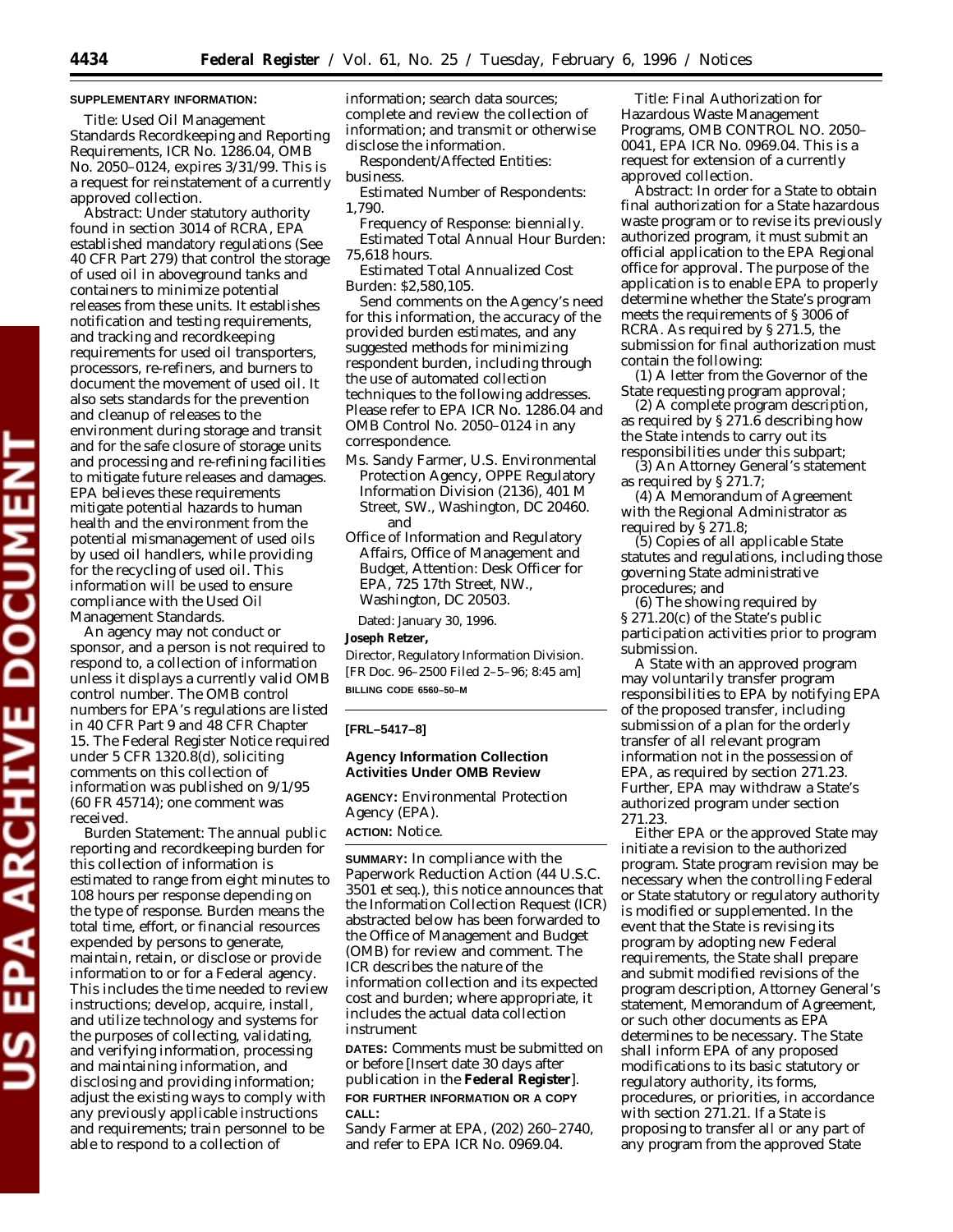**SUPPLEMENTARY INFORMATION:**

Title: Used Oil Management Standards Recordkeeping and Reporting Requirements, ICR No. 1286.04, OMB No. 2050–0124, expires 3/31/99. This is a request for reinstatement of a currently approved collection.

Abstract: Under statutory authority found in section 3014 of RCRA, EPA established mandatory regulations (See 40 CFR Part 279) that control the storage of used oil in aboveground tanks and containers to minimize potential releases from these units. It establishes notification and testing requirements, and tracking and recordkeeping requirements for used oil transporters, processors, re-refiners, and burners to document the movement of used oil. It also sets standards for the prevention and cleanup of releases to the environment during storage and transit and for the safe closure of storage units and processing and re-refining facilities to mitigate future releases and damages. EPA believes these requirements mitigate potential hazards to human health and the environment from the potential mismanagement of used oils by used oil handlers, while providing for the recycling of used oil. This information will be used to ensure compliance with the Used Oil Management Standards.

An agency may not conduct or sponsor, and a person is not required to respond to, a collection of information unless it displays a currently valid OMB control number. The OMB control numbers for EPA's regulations are listed in 40 CFR Part 9 and 48 CFR Chapter 15. The Federal Register Notice required under 5 CFR 1320.8(d), soliciting comments on this collection of information was published on 9/1/95 (60 FR 45714); one comment was received.

Burden Statement: The annual public reporting and recordkeeping burden for this collection of information is estimated to range from eight minutes to 108 hours per response depending on the type of response. Burden means the total time, effort, or financial resources expended by persons to generate, maintain, retain, or disclose or provide information to or for a Federal agency. This includes the time needed to review instructions; develop, acquire, install, and utilize technology and systems for the purposes of collecting, validating, and verifying information, processing and maintaining information, and disclosing and providing information; adjust the existing ways to comply with any previously applicable instructions and requirements; train personnel to be able to respond to a collection of information; search data sources; complete and review the collection of information; and transmit or otherwise disclose the information.

Respondent/Affected Entities: business.

Estimated Number of Respondents: 1,790.

Frequency of Response: biennially.

Estimated Total Annual Hour Burden: 75,618 hours.

Estimated Total Annualized Cost Burden: $2,580,105.

Send comments on the Agency's need for this information, the accuracy of the provided burden estimates, and any suggested methods for minimizing respondent burden, including through the use of automated collection techniques to the following addresses. Please refer to EPA ICR No. 1286.04 and OMB Control No. 2050–0124 in any correspondence.

Ms. Sandy Farmer, U.S. Environmental Protection Agency, OPPE Regulatory Information Division (2136), 401 M Street, SW., Washington, DC 20460.

and

Office of Information and Regulatory Affairs, Office of Management and Budget, Attention: Desk Officer for EPA, 725 17th Street, NW., Washington, DC 20503.

Dated: January 30, 1996.

**Joseph Retzer,**

*Director, Regulatory Information Division.*

[FR Doc. 96–2500 Filed 2–5–96; 8:45 am]

**BILLING CODE 6560–50–M**

---

**[FRL–5417–8]**

## Agency Information Collection Activities Under OMB Review

**AGENCY:** Environmental Protection Agency (EPA).

**ACTION:** Notice.

**SUMMARY:** In compliance with the Paperwork Reduction Action (44 U.S.C. 3501 et seq.), this notice announces that the Information Collection Request (ICR) abstracted below has been forwarded to the Office of Management and Budget (OMB) for review and comment. The ICR describes the nature of the information collection and its expected cost and burden; where appropriate, it includes the actual data collection instrument

**DATES:** Comments must be submitted on or before [Insert date 30 days after publication in the **Federal Register**].

**FOR FURTHER INFORMATION OR A COPY CALL:**

Sandy Farmer at EPA, (202) 260–2740, and refer to EPA ICR No. 0969.04.

Title: Final Authorization for Hazardous Waste Management Programs, OMB CONTROL NO. 2050–0041, EPA ICR No. 0969.04. This is a request for extension of a currently approved collection.

Abstract: In order for a State to obtain final authorization for a State hazardous waste program or to revise its previously authorized program, it must submit an official application to the EPA Regional office for approval. The purpose of the application is to enable EPA to properly determine whether the State's program meets the requirements of § 3006 of RCRA. As required by § 271.5, the submission for final authorization must contain the following:

(1) A letter from the Governor of the State requesting program approval;

(2) A complete program description, as required by § 271.6 describing how the State intends to carry out its responsibilities under this subpart;

(3) An Attorney General's statement as required by § 271.7;

(4) A Memorandum of Agreement with the Regional Administrator as required by § 271.8;

(5) Copies of all applicable State statutes and regulations, including those governing State administrative procedures; and

(6) The showing required by § 271.20(c) of the State's public participation activities prior to program submission.

A State with an approved program may voluntarily transfer program responsibilities to EPA by notifying EPA of the proposed transfer, including submission of a plan for the orderly transfer of all relevant program information not in the possession of EPA, as required by section 271.23. Further, EPA may withdraw a State's authorized program under section 271.23.

Either EPA or the approved State may initiate a revision to the authorized program. State program revision may be necessary when the controlling Federal or State statutory or regulatory authority is modified or supplemented. In the event that the State is revising its program by adopting new Federal requirements, the State shall prepare and submit modified revisions of the program description, Attorney General's statement, Memorandum of Agreement, or such other documents as EPA determines to be necessary. The State shall inform EPA of any proposed modifications to its basic statutory or regulatory authority, its forms, procedures, or priorities, in accordance with section 271.21. If a State is proposing to transfer all or any part of any program from the approved State